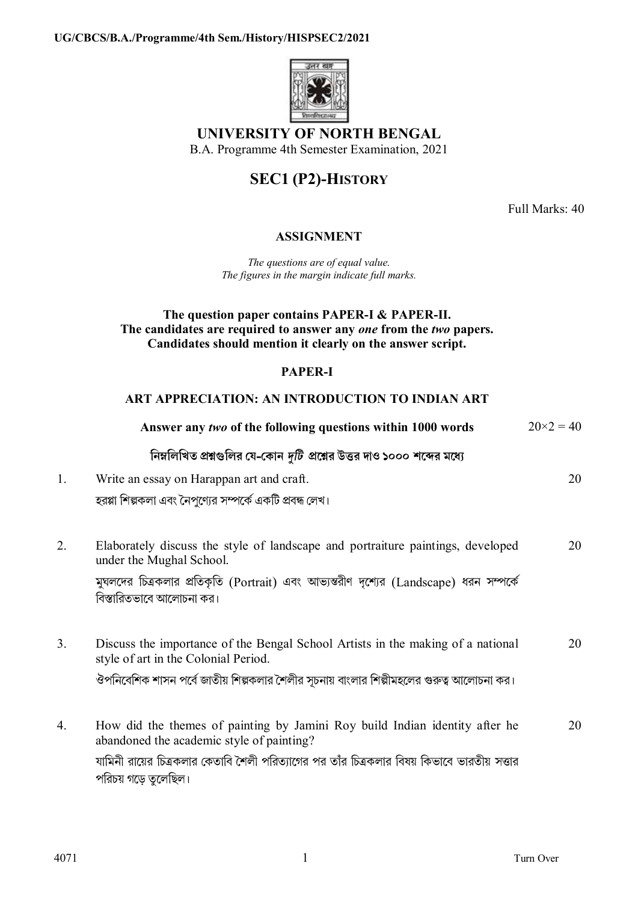# UNIVERSITY OF NORTH BENGAL

B.A. Programme 4th Semester Examination, 2021

## SEC1 (P2)-HISTORY

Full Marks: 40

### ASSIGNMENT

*The questions are of equal value.*
*The figures in the margin indicate full marks.*

**The question paper contains PAPER-I & PAPER-II.**
**The candidates are required to answer any *one* from the *two* papers.**
**Candidates should mention it clearly on the answer script.**

### PAPER-I

### ART APPRECIATION: AN INTRODUCTION TO INDIAN ART

**Answer any *two* of the following questions within 1000 words** $20\times2 = 40$

**নিম্নলিখিত প্রশ্নগুলির যে-কোন *দুটি* প্রশ্নের উত্তর দাও ১০০০ শব্দের মধ্যে**

1. Write an essay on Harappan art and craft. 20

   হরপ্পা শিল্পকলা এবং নৈপুণ্যের সম্পর্কে একটি প্রবন্ধ লেখ।

2. Elaborately discuss the style of landscape and portraiture paintings, developed under the Mughal School. 20

   মুঘলদের চিত্রকলার প্রতিকৃতি (Portrait) এবং আভ্যন্তরীণ দৃশ্যের (Landscape) ধরন সম্পর্কে বিস্তারিতভাবে আলোচনা কর।

3. Discuss the importance of the Bengal School Artists in the making of a national style of art in the Colonial Period. 20

   ঔপনিবেশিক শাসন পর্বে জাতীয় শিল্পকলার শৈলীর সূচনায় বাংলার শিল্পীমহলের গুরুত্ব আলোচনা কর।

4. How did the themes of painting by Jamini Roy build Indian identity after he abandoned the academic style of painting? 20

   যামিনী রায়ের চিত্রকলার কেতাবি শৈলী পরিত্যাগের পর তাঁর চিত্রকলার বিষয় কিভাবে ভারতীয় সত্তার পরিচয় গড়ে তুলেছিল।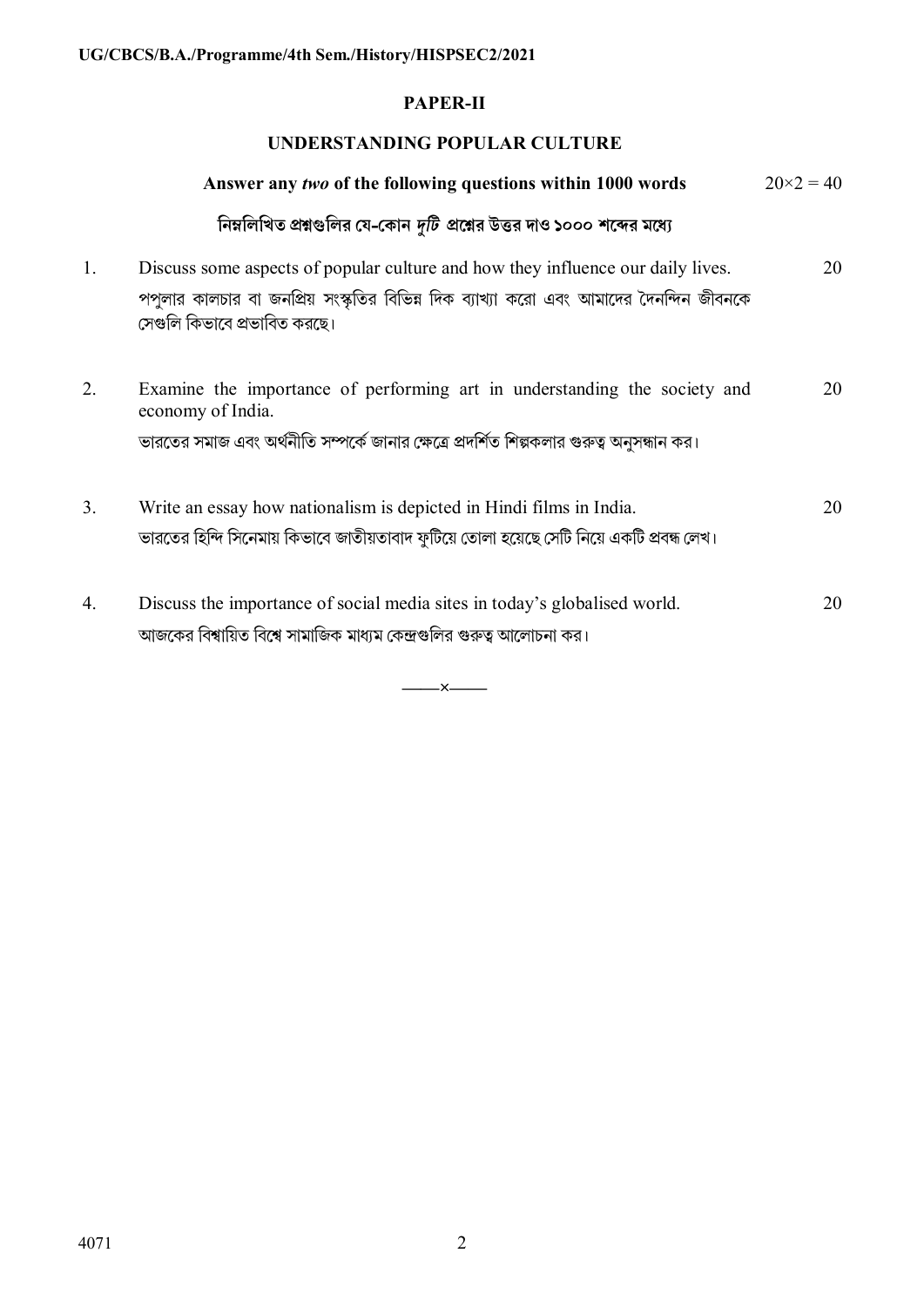## PAPER-II

## UNDERSTANDING POPULAR CULTURE

**Answer any *two* of the following questions within 1000 words** $20\times2 = 40$

**নিম্নলিখিত প্রশ্নগুলির যে-কোন *দুটি* প্রশ্নের উত্তর দাও ১০০০ শব্দের মধ্যে**

1. Discuss some aspects of popular culture and how they influence our daily lives. 20

   পপুলার কালচার বা জনপ্রিয় সংস্কৃতির বিভিন্ন দিক ব্যাখ্যা করো এবং আমাদের দৈনন্দিন জীবনকে সেগুলি কিভাবে প্রভাবিত করছে।

2. Examine the importance of performing art in understanding the society and economy of India. 20

   ভারতের সমাজ এবং অর্থনীতি সম্পর্কে জানার ক্ষেত্রে প্রদর্শিত শিল্পকলার গুরুত্ব অনুসন্ধান কর।

3. Write an essay how nationalism is depicted in Hindi films in India. 20

   ভারতের হিন্দি সিনেমায় কিভাবে জাতীয়তাবাদ ফুটিয়ে তোলা হয়েছে সেটি নিয়ে একটি প্রবন্ধ লেখ।

4. Discuss the importance of social media sites in today's globalised world. 20

   আজকের বিশ্বায়িত বিশ্বে সামাজিক মাধ্যম কেন্দ্রগুলির গুরুত্ব আলোচনা কর।

——×——